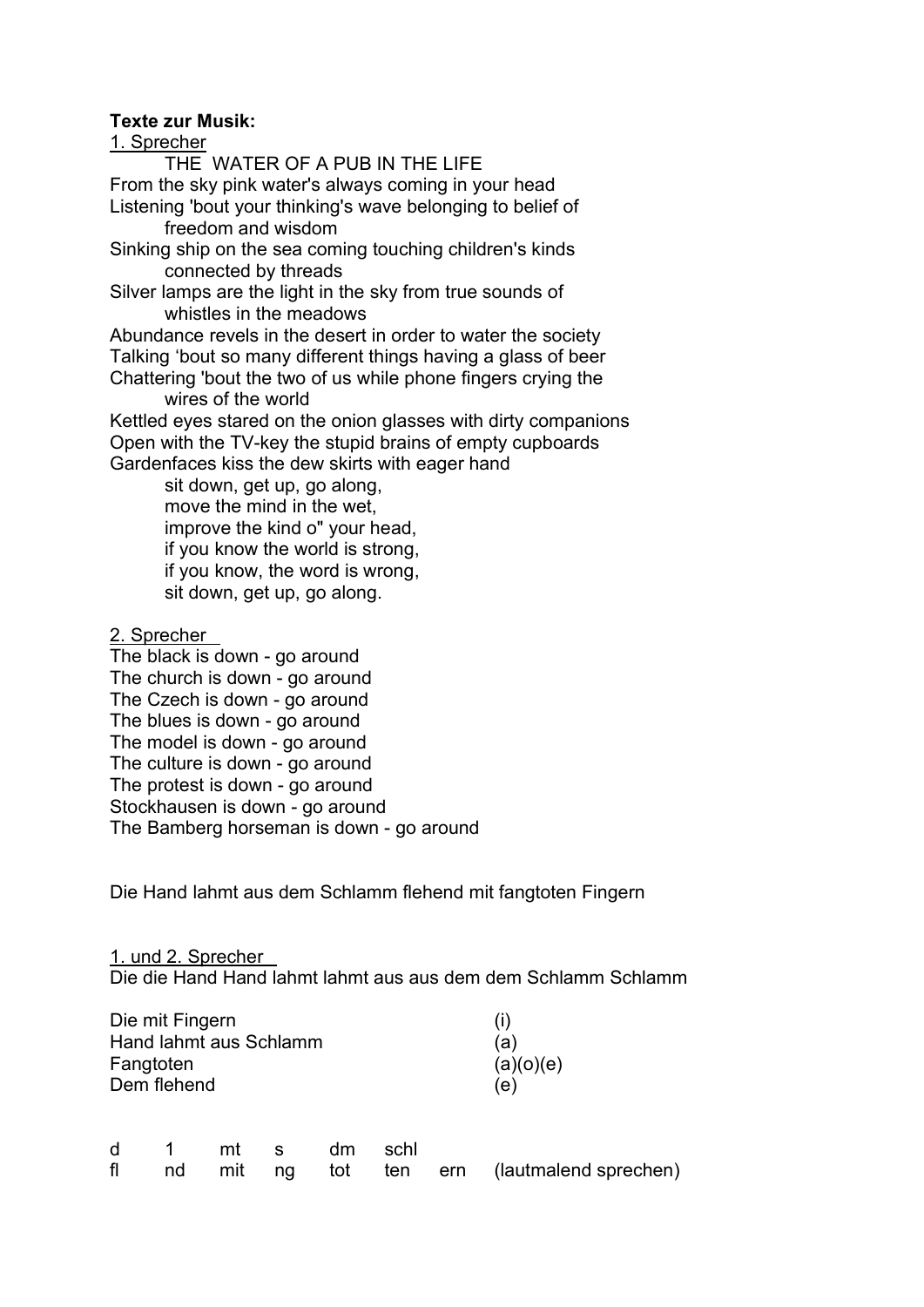**Texte zur Musik:**

<u>1. Sprecher</u>

THE WATER OF A PUB IN THE LIFE

From the sky pink water's always coming in your head
Listening 'bout your thinking's wave belonging to belief of
 freedom and wisdom
Sinking ship on the sea coming touching children's kinds
 connected by threads
Silver lamps are the light in the sky from true sounds of
 whistles in the meadows
Abundance revels in the desert in order to water the society
Talking 'bout so many different things having a glass of beer
Chattering 'bout the two of us while phone fingers crying the
 wires of the world
Kettled eyes stared on the onion glasses with dirty companions
Open with the TV-key the stupid brains of empty cupboards
Gardenfaces kiss the dew skirts with eager hand
 sit down, get up, go along,
 move the mind in the wet,
 improve the kind o" your head,
 if you know the world is strong,
 if you know, the word is wrong,
 sit down, get up, go along.

<u>2. Sprecher</u>

The black is down - go around
The church is down - go around
The Czech is down - go around
The blues is down - go around
The model is down - go around
The culture is down - go around
The protest is down - go around
Stockhausen is down - go around
The Bamberg horseman is down - go around

Die Hand lahmt aus dem Schlamm flehend mit fangtoten Fingern

<u>1. und 2. Sprecher</u>

Die die Hand Hand lahmt lahmt aus aus dem dem Schlamm Schlamm

| | |
|---|---|
| Die mit Fingern | (i) |
| Hand lahmt aus Schlamm | (a) |
| Fangtoten | (a)(o)(e) |
| Dem flehend | (e) |

| | | | | | | | |
|---|---|---|---|---|---|---|---|
| d | 1 | mt | s | dm | schl | | |
| fl | nd | mit | ng | tot | ten | ern | (lautmalend sprechen) |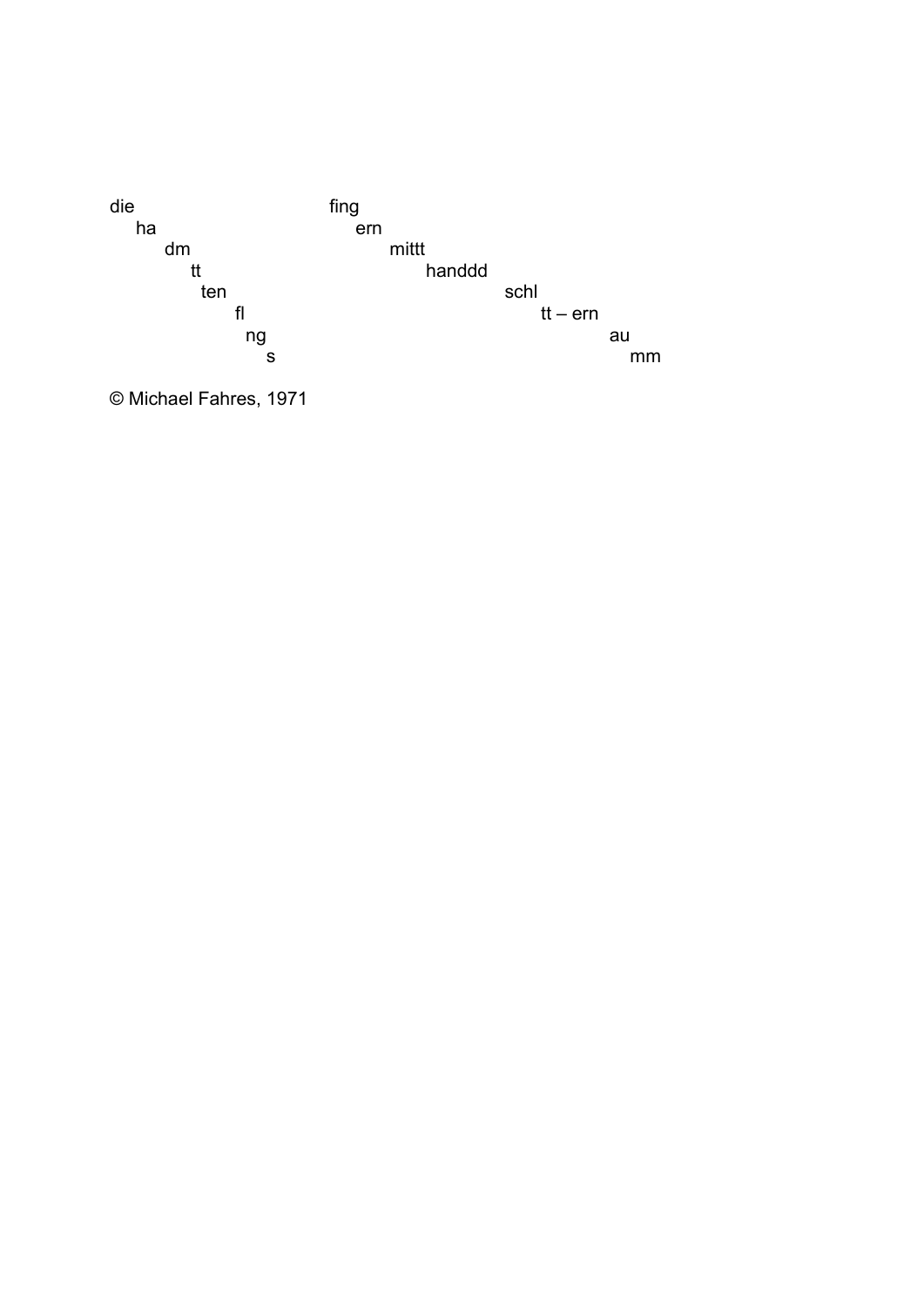```
die                                  fing
    ha                                   ern
        dm                                    mittt
           tt                                      handdd
              ten                                             schl
                  fl                                               tt – ern
                    ng                                                     au
                       s                                                      mm
```

© Michael Fahres, 1971